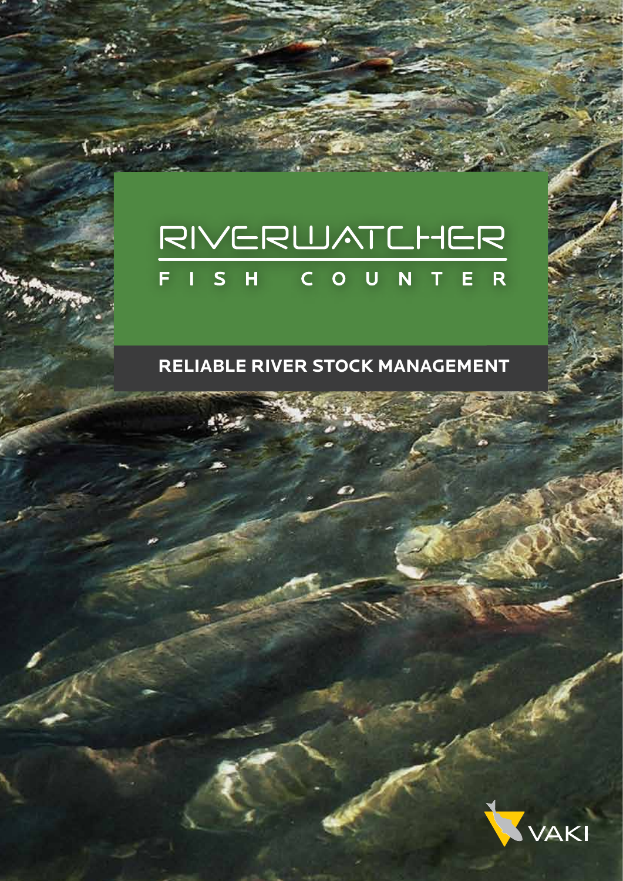# RIVERWATCHER

## FISH COUNTER

**RELIABLE RIVER STOCK MANAGEMENT**

VAKI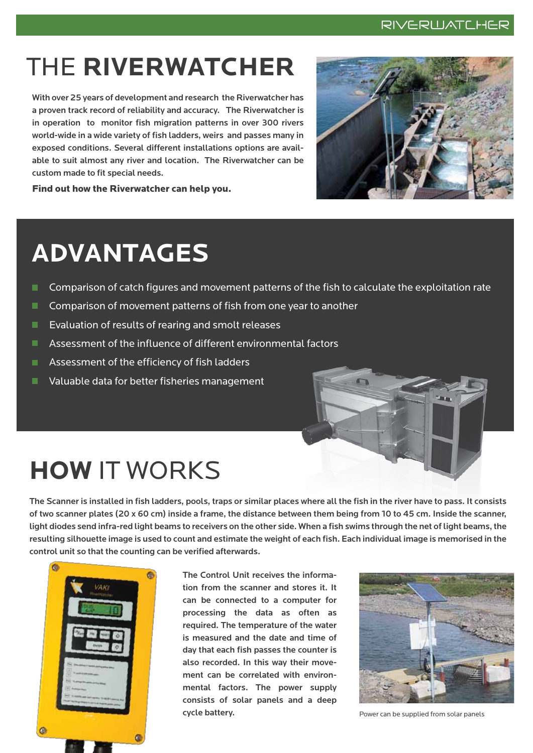# THE **RIVERWATCHER**

**With over 25 years of development and research the Riverwatcher has a proven track record of reliability and accuracy. The Riverwatcher is in operation to monitor fish migration patterns in over 300 rivers world-wide in a wide variety of fish ladders, weirs and passes many in exposed conditions. Several different installations options are available to suit almost any river and location. The Riverwatcher can be custom made to fit special needs.**

**Find out how the Riverwatcher can help you.**

# ADVANTAGES

- Comparison of catch figures and movement patterns of the fish to calculate the exploitation rate
- Comparison of movement patterns of fish from one year to another
- Evaluation of results of rearing and smolt releases
- Assessment of the influence of different environmental factors
- Assessment of the efficiency of fish ladders
- Valuable data for better fisheries management

# **HOW** IT WORKS

**The Scanner is installed in fish ladders, pools, traps or similar places where all the fish in the river have to pass. It consists of two scanner plates (20 x 60 cm) inside a frame, the distance between them being from 10 to 45 cm. Inside the scanner, light diodes send infra-red light beams to receivers on the other side. When a fish swims through the net of light beams, the resulting silhouette image is used to count and estimate the weight of each fish. Each individual image is memorised in the control unit so that the counting can be verified afterwards.**

**The Control Unit receives the information from the scanner and stores it. It can be connected to a computer for processing the data as often as required. The temperature of the water is measured and the date and time of day that each fish passes the counter is also recorded. In this way their movement can be correlated with environmental factors. The power supply consists of solar panels and a deep cycle battery.**

Power can be supplied from solar panels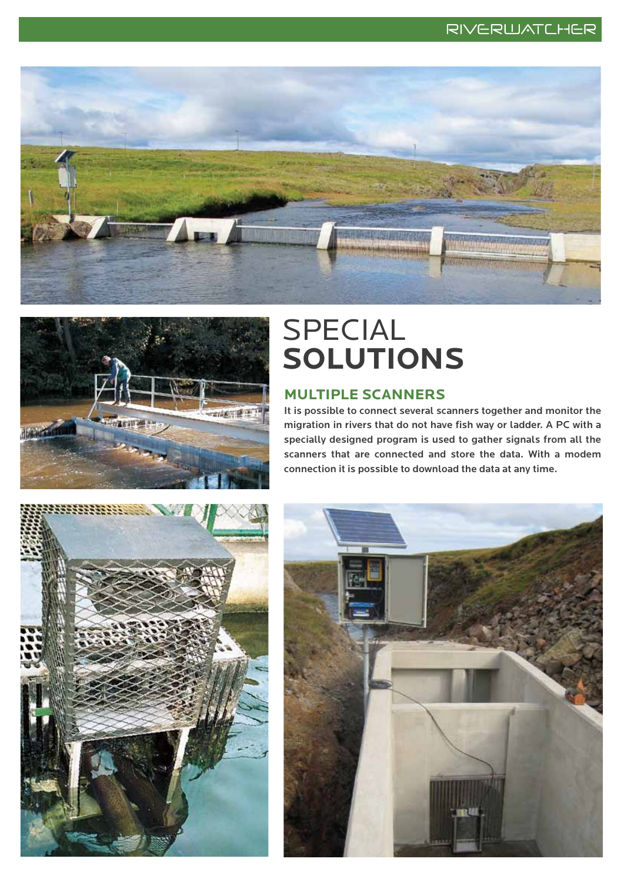# SPECIAL **SOLUTIONS**

## MULTIPLE SCANNERS

**It is possible to connect several scanners together and monitor the migration in rivers that do not have fish way or ladder. A PC with a specially designed program is used to gather signals from all the scanners that are connected and store the data. With a modem connection it is possible to download the data at any time.**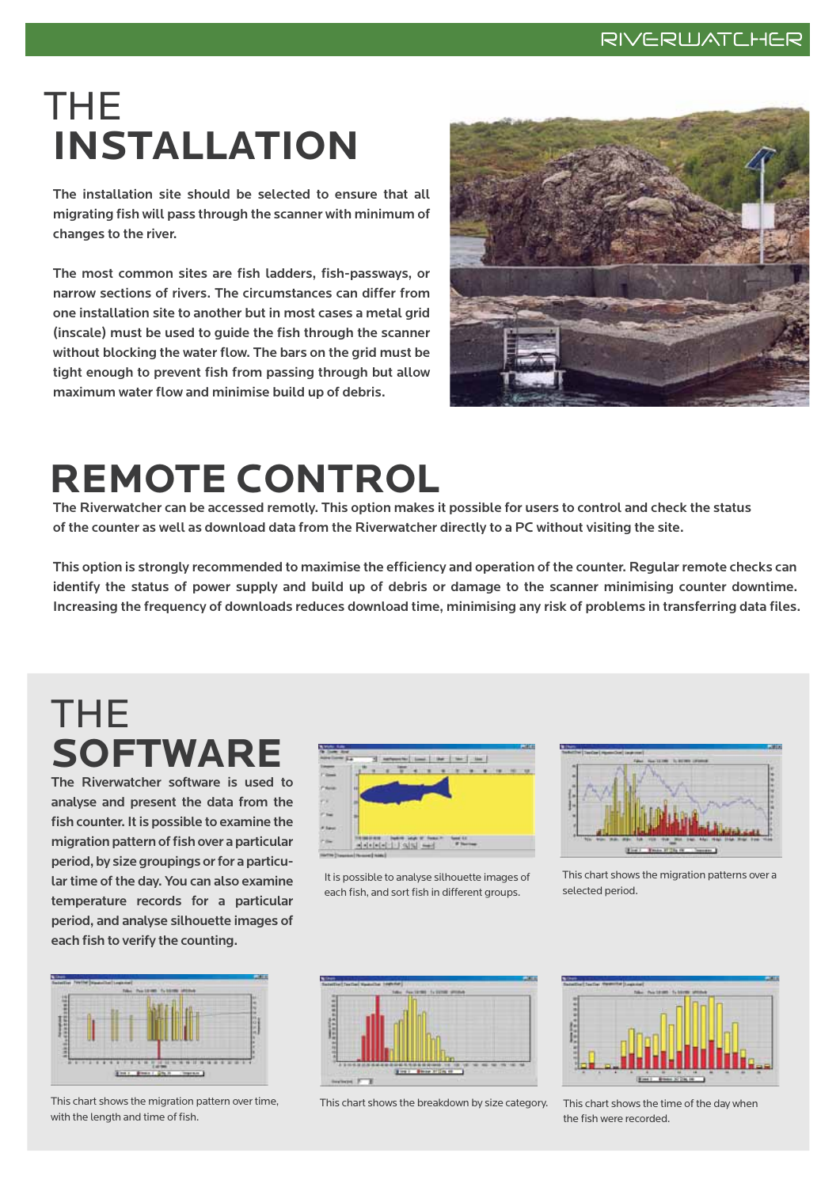# THE INSTALLATION

The installation site should be selected to ensure that all migrating fish will pass through the scanner with minimum of changes to the river.

The most common sites are fish ladders, fish-passways, or narrow sections of rivers. The circumstances can differ from one installation site to another but in most cases a metal grid (inscale) must be used to guide the fish through the scanner without blocking the water flow. The bars on the grid must be tight enough to prevent fish from passing through but allow maximum water flow and minimise build up of debris.

# REMOTE CONTROL

The Riverwatcher can be accessed remotly. This option makes it possible for users to control and check the status of the counter as well as download data from the Riverwatcher directly to a PC without visiting the site.

This option is strongly recommended to maximise the efficiency and operation of the counter. Regular remote checks can identify the status of power supply and build up of debris or damage to the scanner minimising counter downtime. Increasing the frequency of downloads reduces download time, minimising any risk of problems in transferring data files.

# THE SOFTWARE

The Riverwatcher software is used to analyse and present the data from the fish counter. It is possible to examine the migration pattern of fish over a particular period, by size groupings or for a particular time of the day. You can also examine temperature records for a particular period, and analyse silhouette images of each fish to verify the counting.

It is possible to analyse silhouette images of each fish, and sort fish in different groups.

This chart shows the migration patterns over a selected period.

This chart shows the migration pattern over time, with the length and time of fish.

This chart shows the breakdown by size category.

This chart shows the time of the day when the fish were recorded.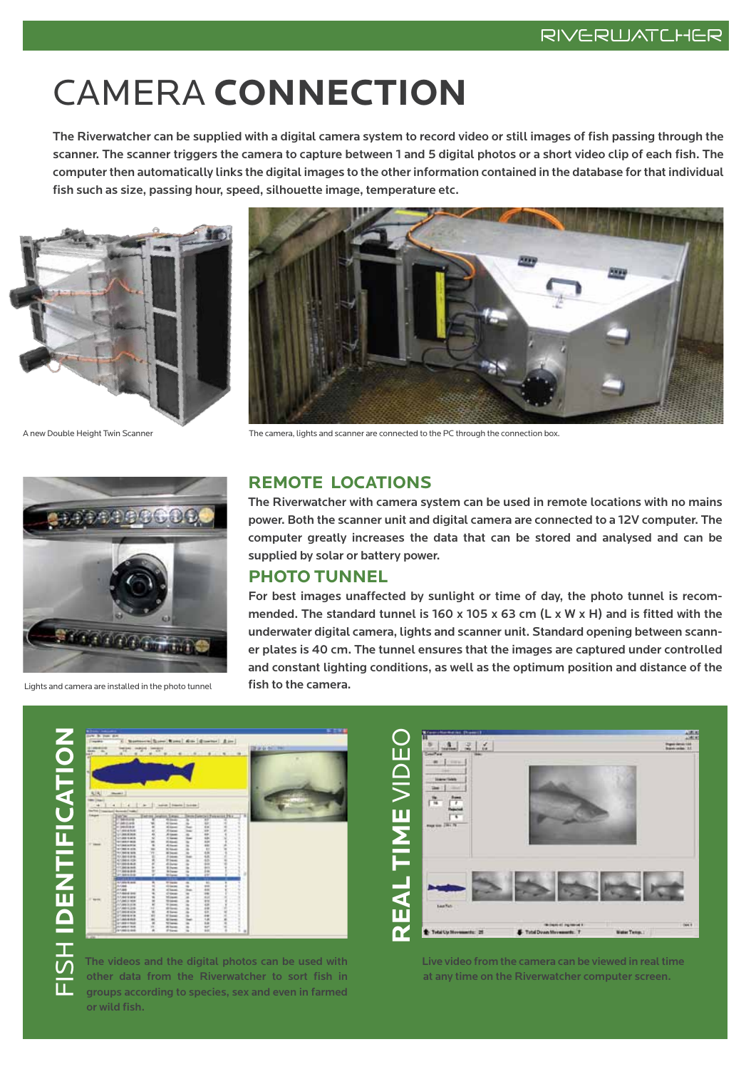# CAMERA **CONNECTION**

**The Riverwatcher can be supplied with a digital camera system to record video or still images of fish passing through the scanner. The scanner triggers the camera to capture between 1 and 5 digital photos or a short video clip of each fish. The computer then automatically links the digital images to the other information contained in the database for that individual fish such as size, passing hour, speed, silhouette image, temperature etc.**

A new Double Height Twin Scanner

The camera, lights and scanner are connected to the PC through the connection box.

Lights and camera are installed in the photo tunnel

## REMOTE LOCATIONS

The Riverwatcher with camera system can be used in remote locations with no mains power. Both the scanner unit and digital camera are connected to a 12V computer. The computer greatly increases the data that can be stored and analysed and can be supplied by solar or battery power.

## PHOTO TUNNEL

For best images unaffected by sunlight or time of day, the photo tunnel is recommended. The standard tunnel is 160 x 105 x 63 cm (L x W x H) and is fitted with the underwater digital camera, lights and scanner unit. Standard opening between scanner plates is 40 cm. The tunnel ensures that the images are captured under controlled and constant lighting conditions, as well as the optimum position and distance of the fish to the camera.

## FISH **IDENTIFICATION**

The videos and the digital photos can be used with other data from the Riverwatcher to sort fish in groups according to species, sex and even in farmed or wild fish.

## **REAL TIME** VIDEO

Live video from the camera can be viewed in real time at any time on the Riverwatcher computer screen.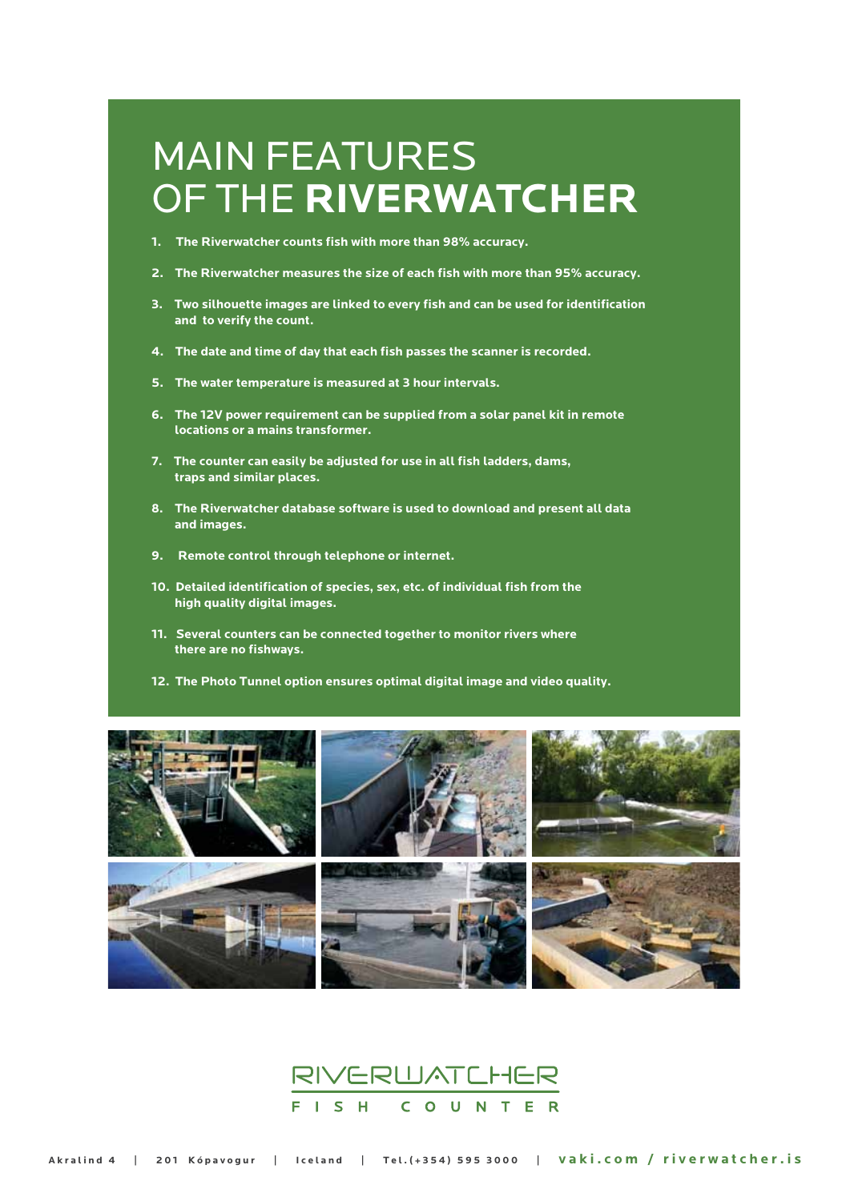# MAIN FEATURES OF THE **RIVERWATCHER**

1. **The Riverwatcher counts fish with more than 98% accuracy.**
2. **The Riverwatcher measures the size of each fish with more than 95% accuracy.**
3. **Two silhouette images are linked to every fish and can be used for identification and to verify the count.**
4. **The date and time of day that each fish passes the scanner is recorded.**
5. **The water temperature is measured at 3 hour intervals.**
6. **The 12V power requirement can be supplied from a solar panel kit in remote locations or a mains transformer.**
7. **The counter can easily be adjusted for use in all fish ladders, dams, traps and similar places.**
8. **The Riverwatcher database software is used to download and present all data and images.**
9. **Remote control through telephone or internet.**
10. **Detailed identification of species, sex, etc. of individual fish from the high quality digital images.**
11. **Several counters can be connected together to monitor rivers where there are no fishways.**
12. **The Photo Tunnel option ensures optimal digital image and video quality.**

RIVERWATCHER
FISH COUNTER

Akralind 4 | 201 Kópavogur | Iceland | Tel.(+354) 595 3000 | vaki.com / riverwatcher.is